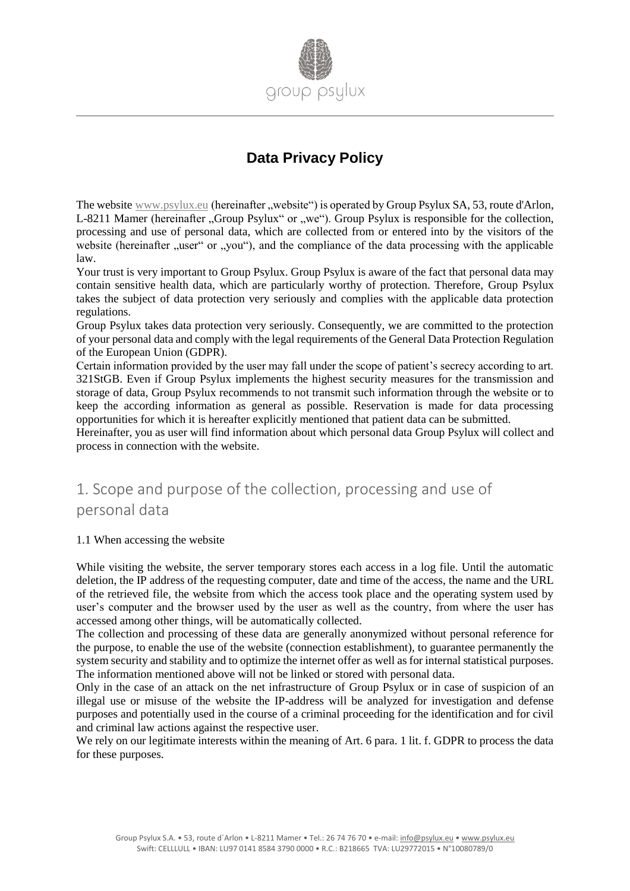# Data Privacy Policy

The website www.psylux.eu (hereinafter „website") is operated by Group Psylux SA, 53, route d'Arlon, L-8211 Mamer (hereinafter „Group Psylux" or „we"). Group Psylux is responsible for the collection, processing and use of personal data, which are collected from or entered into by the visitors of the website (hereinafter „user" or „you"), and the compliance of the data processing with the applicable law.

Your trust is very important to Group Psylux. Group Psylux is aware of the fact that personal data may contain sensitive health data, which are particularly worthy of protection. Therefore, Group Psylux takes the subject of data protection very seriously and complies with the applicable data protection regulations.

Group Psylux takes data protection very seriously. Consequently, we are committed to the protection of your personal data and comply with the legal requirements of the General Data Protection Regulation of the European Union (GDPR).

Certain information provided by the user may fall under the scope of patient's secrecy according to art. 321StGB. Even if Group Psylux implements the highest security measures for the transmission and storage of data, Group Psylux recommends to not transmit such information through the website or to keep the according information as general as possible. Reservation is made for data processing opportunities for which it is hereafter explicitly mentioned that patient data can be submitted.

Hereinafter, you as user will find information about which personal data Group Psylux will collect and process in connection with the website.

## 1. Scope and purpose of the collection, processing and use of personal data

### 1.1 When accessing the website

While visiting the website, the server temporary stores each access in a log file. Until the automatic deletion, the IP address of the requesting computer, date and time of the access, the name and the URL of the retrieved file, the website from which the access took place and the operating system used by user's computer and the browser used by the user as well as the country, from where the user has accessed among other things, will be automatically collected.

The collection and processing of these data are generally anonymized without personal reference for the purpose, to enable the use of the website (connection establishment), to guarantee permanently the system security and stability and to optimize the internet offer as well as for internal statistical purposes. The information mentioned above will not be linked or stored with personal data.

Only in the case of an attack on the net infrastructure of Group Psylux or in case of suspicion of an illegal use or misuse of the website the IP-address will be analyzed for investigation and defense purposes and potentially used in the course of a criminal proceeding for the identification and for civil and criminal law actions against the respective user.

We rely on our legitimate interests within the meaning of Art. 6 para. 1 lit. f. GDPR to process the data for these purposes.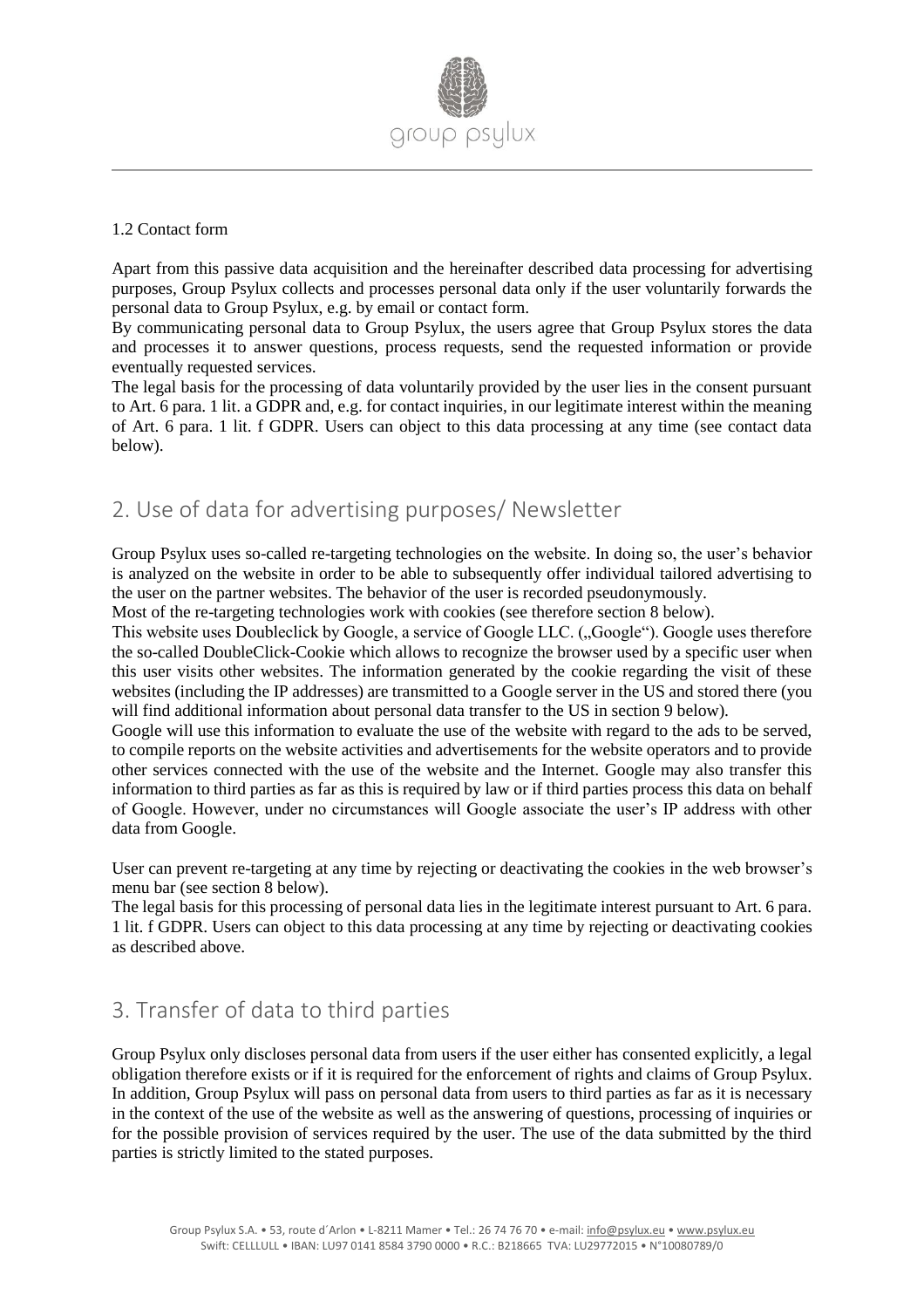### 1.2 Contact form

Apart from this passive data acquisition and the hereinafter described data processing for advertising purposes, Group Psylux collects and processes personal data only if the user voluntarily forwards the personal data to Group Psylux, e.g. by email or contact form.
By communicating personal data to Group Psylux, the users agree that Group Psylux stores the data and processes it to answer questions, process requests, send the requested information or provide eventually requested services.
The legal basis for the processing of data voluntarily provided by the user lies in the consent pursuant to Art. 6 para. 1 lit. a GDPR and, e.g. for contact inquiries, in our legitimate interest within the meaning of Art. 6 para. 1 lit. f GDPR. Users can object to this data processing at any time (see contact data below).

## 2. Use of data for advertising purposes/ Newsletter

Group Psylux uses so-called re-targeting technologies on the website. In doing so, the user's behavior is analyzed on the website in order to be able to subsequently offer individual tailored advertising to the user on the partner websites. The behavior of the user is recorded pseudonymously.
Most of the re-targeting technologies work with cookies (see therefore section 8 below).
This website uses Doubleclick by Google, a service of Google LLC. („Google"). Google uses therefore the so-called DoubleClick-Cookie which allows to recognize the browser used by a specific user when this user visits other websites. The information generated by the cookie regarding the visit of these websites (including the IP addresses) are transmitted to a Google server in the US and stored there (you will find additional information about personal data transfer to the US in section 9 below).
Google will use this information to evaluate the use of the website with regard to the ads to be served, to compile reports on the website activities and advertisements for the website operators and to provide other services connected with the use of the website and the Internet. Google may also transfer this information to third parties as far as this is required by law or if third parties process this data on behalf of Google. However, under no circumstances will Google associate the user's IP address with other data from Google.

User can prevent re-targeting at any time by rejecting or deactivating the cookies in the web browser's menu bar (see section 8 below).
The legal basis for this processing of personal data lies in the legitimate interest pursuant to Art. 6 para. 1 lit. f GDPR. Users can object to this data processing at any time by rejecting or deactivating cookies as described above.

## 3. Transfer of data to third parties

Group Psylux only discloses personal data from users if the user either has consented explicitly, a legal obligation therefore exists or if it is required for the enforcement of rights and claims of Group Psylux. In addition, Group Psylux will pass on personal data from users to third parties as far as it is necessary in the context of the use of the website as well as the answering of questions, processing of inquiries or for the possible provision of services required by the user. The use of the data submitted by the third parties is strictly limited to the stated purposes.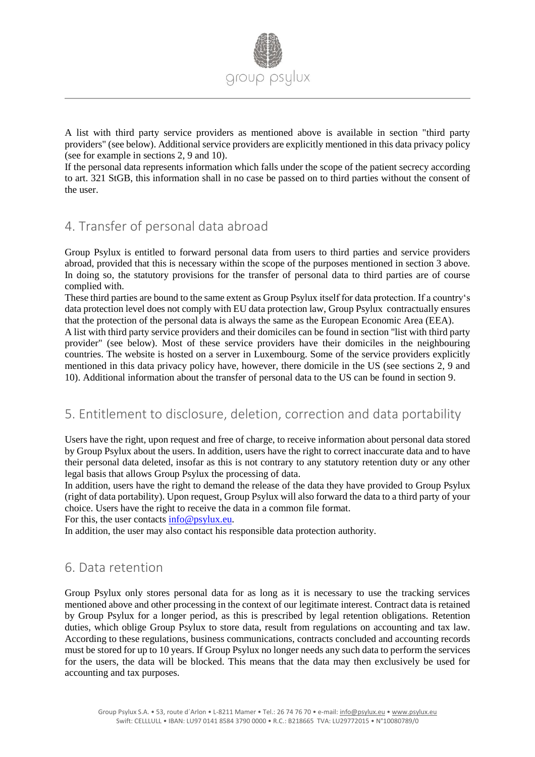A list with third party service providers as mentioned above is available in section "third party providers" (see below). Additional service providers are explicitly mentioned in this data privacy policy (see for example in sections 2, 9 and 10).
If the personal data represents information which falls under the scope of the patient secrecy according to art. 321 StGB, this information shall in no case be passed on to third parties without the consent of the user.

## 4. Transfer of personal data abroad

Group Psylux is entitled to forward personal data from users to third parties and service providers abroad, provided that this is necessary within the scope of the purposes mentioned in section 3 above. In doing so, the statutory provisions for the transfer of personal data to third parties are of course complied with.
These third parties are bound to the same extent as Group Psylux itself for data protection. If a country‘s data protection level does not comply with EU data protection law, Group Psylux contractually ensures that the protection of the personal data is always the same as the European Economic Area (EEA).
A list with third party service providers and their domiciles can be found in section "list with third party provider" (see below). Most of these service providers have their domiciles in the neighbouring countries. The website is hosted on a server in Luxembourg. Some of the service providers explicitly mentioned in this data privacy policy have, however, there domicile in the US (see sections 2, 9 and 10). Additional information about the transfer of personal data to the US can be found in section 9.

## 5. Entitlement to disclosure, deletion, correction and data portability

Users have the right, upon request and free of charge, to receive information about personal data stored by Group Psylux about the users. In addition, users have the right to correct inaccurate data and to have their personal data deleted, insofar as this is not contrary to any statutory retention duty or any other legal basis that allows Group Psylux the processing of data.
In addition, users have the right to demand the release of the data they have provided to Group Psylux (right of data portability). Upon request, Group Psylux will also forward the data to a third party of your choice. Users have the right to receive the data in a common file format.
For this, the user contacts info@psylux.eu.
In addition, the user may also contact his responsible data protection authority.

## 6. Data retention

Group Psylux only stores personal data for as long as it is necessary to use the tracking services mentioned above and other processing in the context of our legitimate interest. Contract data is retained by Group Psylux for a longer period, as this is prescribed by legal retention obligations. Retention duties, which oblige Group Psylux to store data, result from regulations on accounting and tax law. According to these regulations, business communications, contracts concluded and accounting records must be stored for up to 10 years. If Group Psylux no longer needs any such data to perform the services for the users, the data will be blocked. This means that the data may then exclusively be used for accounting and tax purposes.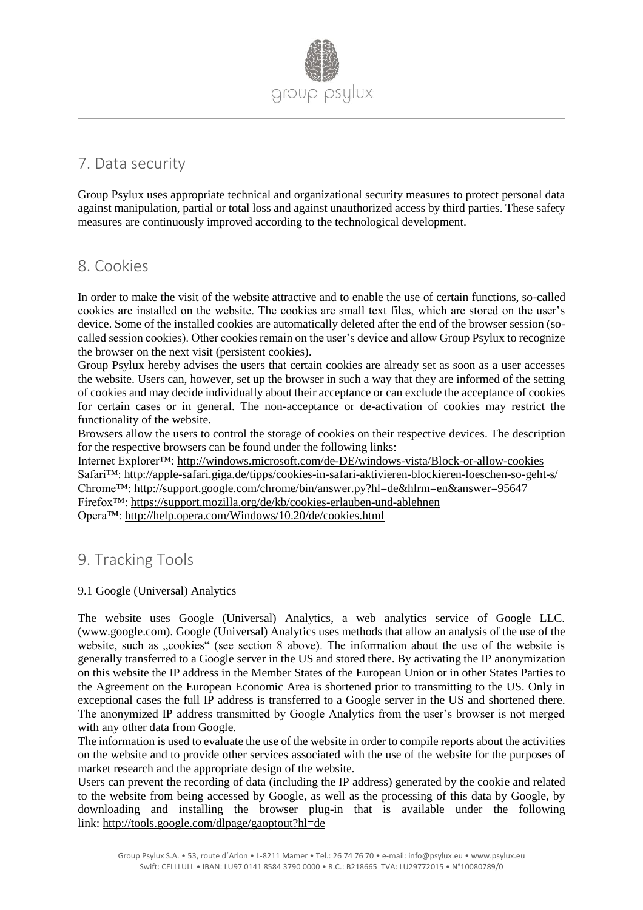## 7. Data security

Group Psylux uses appropriate technical and organizational security measures to protect personal data against manipulation, partial or total loss and against unauthorized access by third parties. These safety measures are continuously improved according to the technological development.

## 8. Cookies

In order to make the visit of the website attractive and to enable the use of certain functions, so-called cookies are installed on the website. The cookies are small text files, which are stored on the user's device. Some of the installed cookies are automatically deleted after the end of the browser session (so-called session cookies). Other cookies remain on the user's device and allow Group Psylux to recognize the browser on the next visit (persistent cookies).

Group Psylux hereby advises the users that certain cookies are already set as soon as a user accesses the website. Users can, however, set up the browser in such a way that they are informed of the setting of cookies and may decide individually about their acceptance or can exclude the acceptance of cookies for certain cases or in general. The non-acceptance or de-activation of cookies may restrict the functionality of the website.

Browsers allow the users to control the storage of cookies on their respective devices. The description for the respective browsers can be found under the following links:

Internet Explorer™: http://windows.microsoft.com/de-DE/windows-vista/Block-or-allow-cookies
Safari™: http://apple-safari.giga.de/tipps/cookies-in-safari-aktivieren-blockieren-loeschen-so-geht-s/
Chrome™: http://support.google.com/chrome/bin/answer.py?hl=de&hlrm=en&answer=95647
Firefox™: https://support.mozilla.org/de/kb/cookies-erlauben-und-ablehnen
Opera™: http://help.opera.com/Windows/10.20/de/cookies.html

## 9. Tracking Tools

### 9.1 Google (Universal) Analytics

The website uses Google (Universal) Analytics, a web analytics service of Google LLC. (www.google.com). Google (Universal) Analytics uses methods that allow an analysis of the use of the website, such as „cookies" (see section 8 above). The information about the use of the website is generally transferred to a Google server in the US and stored there. By activating the IP anonymization on this website the IP address in the Member States of the European Union or in other States Parties to the Agreement on the European Economic Area is shortened prior to transmitting to the US. Only in exceptional cases the full IP address is transferred to a Google server in the US and shortened there. The anonymized IP address transmitted by Google Analytics from the user's browser is not merged with any other data from Google.

The information is used to evaluate the use of the website in order to compile reports about the activities on the website and to provide other services associated with the use of the website for the purposes of market research and the appropriate design of the website.

Users can prevent the recording of data (including the IP address) generated by the cookie and related to the website from being accessed by Google, as well as the processing of this data by Google, by downloading and installing the browser plug-in that is available under the following link: http://tools.google.com/dlpage/gaoptout?hl=de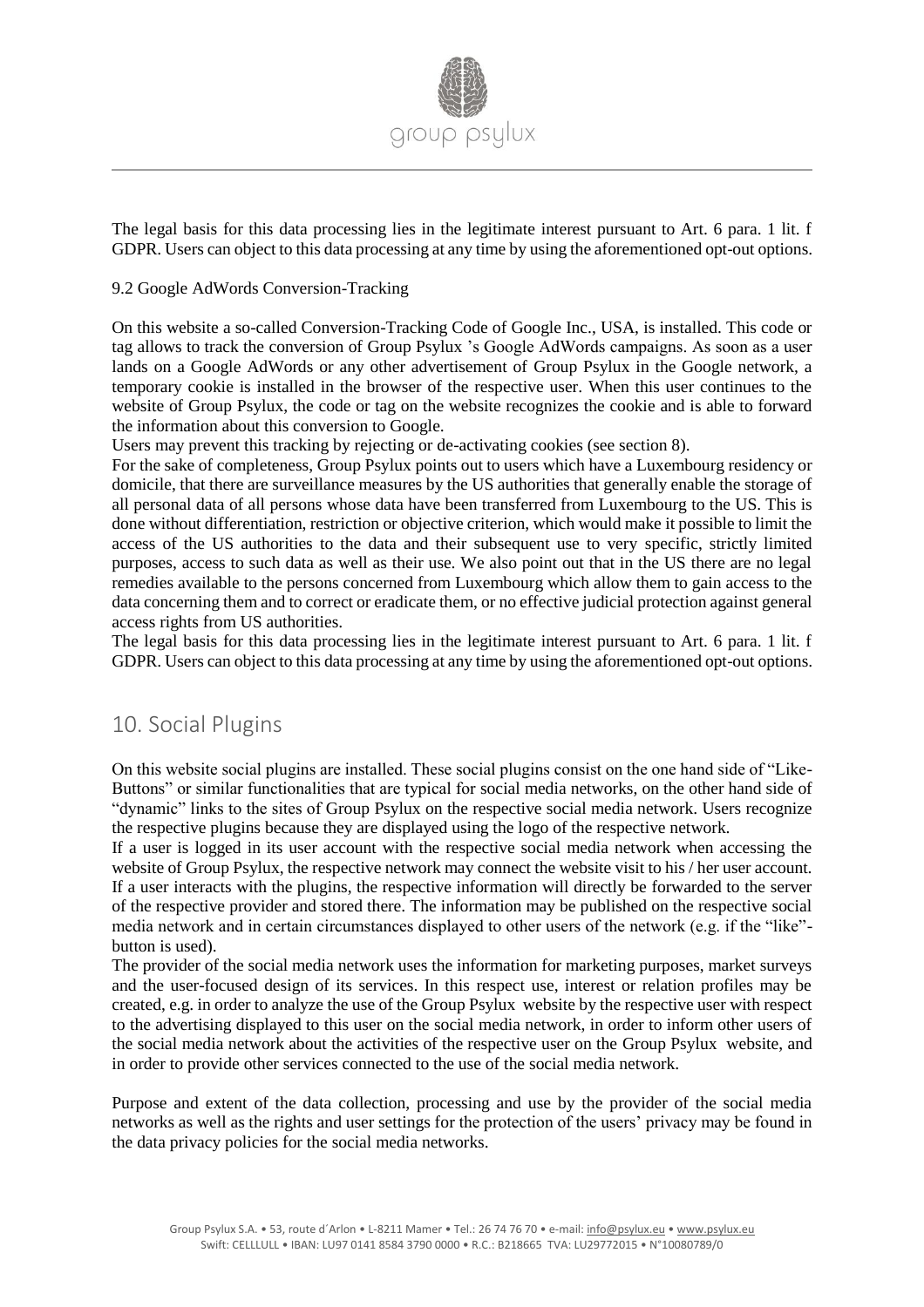The legal basis for this data processing lies in the legitimate interest pursuant to Art. 6 para. 1 lit. f GDPR. Users can object to this data processing at any time by using the aforementioned opt-out options.

9.2 Google AdWords Conversion-Tracking

On this website a so-called Conversion-Tracking Code of Google Inc., USA, is installed. This code or tag allows to track the conversion of Group Psylux 's Google AdWords campaigns. As soon as a user lands on a Google AdWords or any other advertisement of Group Psylux in the Google network, a temporary cookie is installed in the browser of the respective user. When this user continues to the website of Group Psylux, the code or tag on the website recognizes the cookie and is able to forward the information about this conversion to Google.

Users may prevent this tracking by rejecting or de-activating cookies (see section 8).

For the sake of completeness, Group Psylux points out to users which have a Luxembourg residency or domicile, that there are surveillance measures by the US authorities that generally enable the storage of all personal data of all persons whose data have been transferred from Luxembourg to the US. This is done without differentiation, restriction or objective criterion, which would make it possible to limit the access of the US authorities to the data and their subsequent use to very specific, strictly limited purposes, access to such data as well as their use. We also point out that in the US there are no legal remedies available to the persons concerned from Luxembourg which allow them to gain access to the data concerning them and to correct or eradicate them, or no effective judicial protection against general access rights from US authorities.

The legal basis for this data processing lies in the legitimate interest pursuant to Art. 6 para. 1 lit. f GDPR. Users can object to this data processing at any time by using the aforementioned opt-out options.

## 10. Social Plugins

On this website social plugins are installed. These social plugins consist on the one hand side of "Like-Buttons" or similar functionalities that are typical for social media networks, on the other hand side of "dynamic" links to the sites of Group Psylux on the respective social media network. Users recognize the respective plugins because they are displayed using the logo of the respective network.

If a user is logged in its user account with the respective social media network when accessing the website of Group Psylux, the respective network may connect the website visit to his / her user account. If a user interacts with the plugins, the respective information will directly be forwarded to the server of the respective provider and stored there. The information may be published on the respective social media network and in certain circumstances displayed to other users of the network (e.g. if the "like"-button is used).

The provider of the social media network uses the information for marketing purposes, market surveys and the user-focused design of its services. In this respect use, interest or relation profiles may be created, e.g. in order to analyze the use of the Group Psylux website by the respective user with respect to the advertising displayed to this user on the social media network, in order to inform other users of the social media network about the activities of the respective user on the Group Psylux website, and in order to provide other services connected to the use of the social media network.

Purpose and extent of the data collection, processing and use by the provider of the social media networks as well as the rights and user settings for the protection of the users' privacy may be found in the data privacy policies for the social media networks.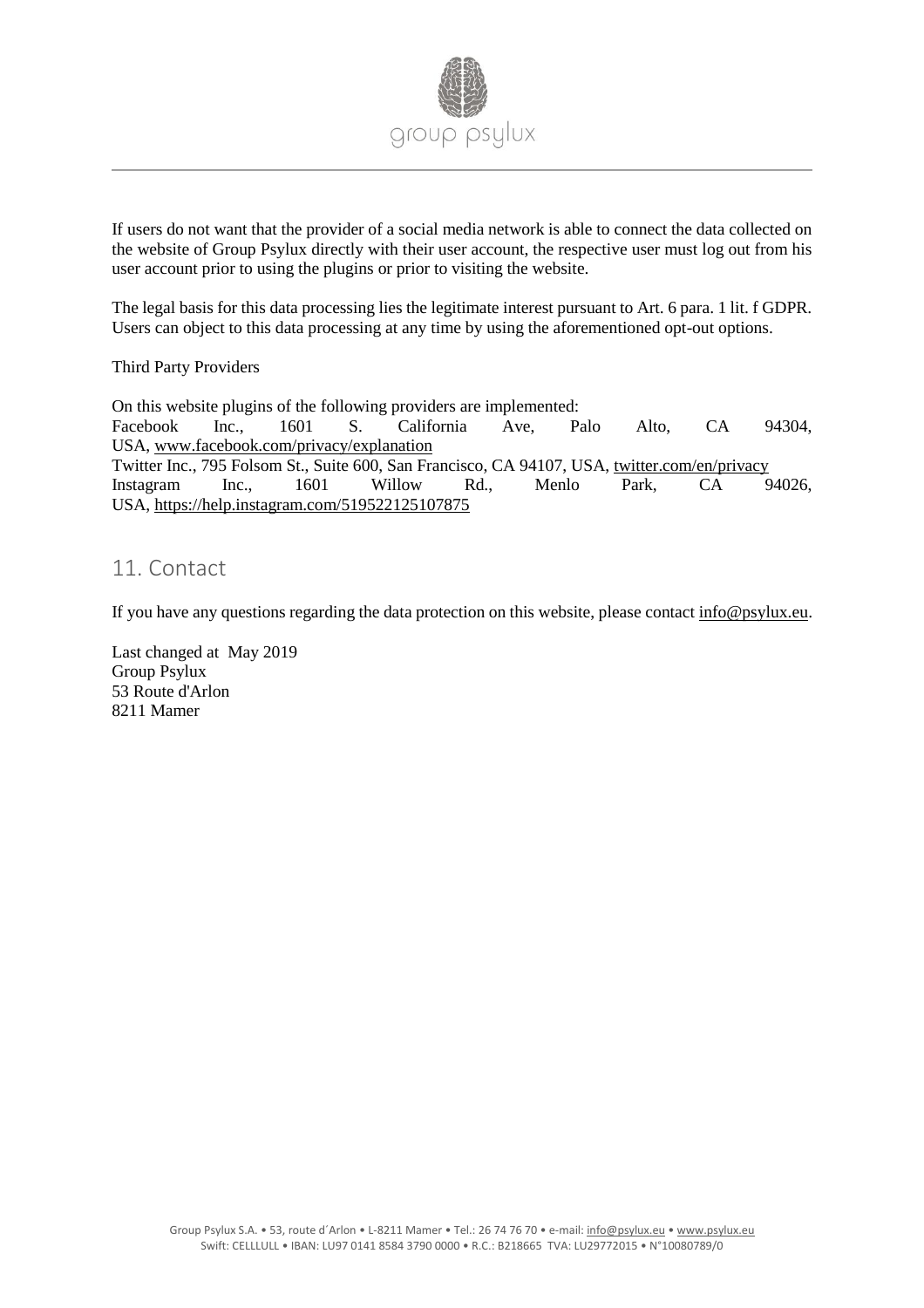If users do not want that the provider of a social media network is able to connect the data collected on the website of Group Psylux directly with their user account, the respective user must log out from his user account prior to using the plugins or prior to visiting the website.

The legal basis for this data processing lies the legitimate interest pursuant to Art. 6 para. 1 lit. f GDPR. Users can object to this data processing at any time by using the aforementioned opt-out options.

Third Party Providers

On this website plugins of the following providers are implemented:
Facebook Inc., 1601 S. California Ave, Palo Alto, CA 94304, USA, www.facebook.com/privacy/explanation
Twitter Inc., 795 Folsom St., Suite 600, San Francisco, CA 94107, USA, twitter.com/en/privacy
Instagram Inc., 1601 Willow Rd., Menlo Park, CA 94026, USA, https://help.instagram.com/519522125107875

## 11. Contact

If you have any questions regarding the data protection on this website, please contact info@psylux.eu.

Last changed at May 2019
Group Psylux
53 Route d'Arlon
8211 Mamer